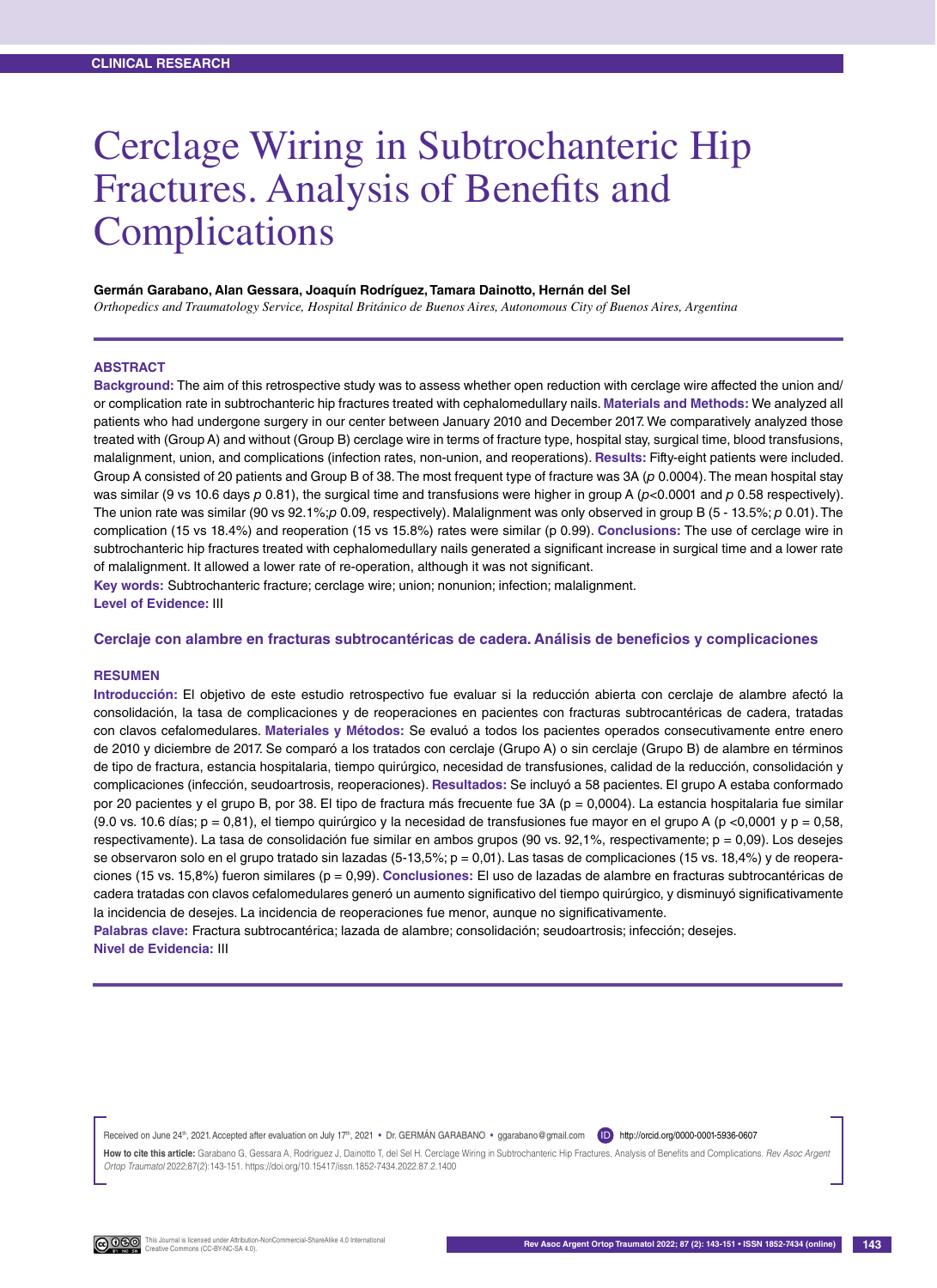CLINICAL RESEARCH

# Cerclage Wiring in Subtrochanteric Hip Fractures. Analysis of Benefits and Complications

**Germán Garabano, Alan Gessara, Joaquín Rodríguez, Tamara Dainotto, Hernán del Sel**

*Orthopedics and Traumatology Service, Hospital Británico de Buenos Aires, Autonomous City of Buenos Aires, Argentina*

## ABSTRACT

**Background:** The aim of this retrospective study was to assess whether open reduction with cerclage wire affected the union and/or complication rate in subtrochanteric hip fractures treated with cephalomedullary nails. **Materials and Methods:** We analyzed all patients who had undergone surgery in our center between January 2010 and December 2017. We comparatively analyzed those treated with (Group A) and without (Group B) cerclage wire in terms of fracture type, hospital stay, surgical time, blood transfusions, malalignment, union, and complications (infection rates, non-union, and reoperations). **Results:** Fifty-eight patients were included. Group A consisted of 20 patients and Group B of 38. The most frequent type of fracture was 3A (*p* 0.0004). The mean hospital stay was similar (9 vs 10.6 days *p* 0.81), the surgical time and transfusions were higher in group A (*p*<0.0001 and *p* 0.58 respectively). The union rate was similar (90 vs 92.1%;*p* 0.09, respectively). Malalignment was only observed in group B (5 - 13.5%; *p* 0.01). The complication (15 vs 18.4%) and reoperation (15 vs 15.8%) rates were similar (p 0.99). **Conclusions:** The use of cerclage wire in subtrochanteric hip fractures treated with cephalomedullary nails generated a significant increase in surgical time and a lower rate of malalignment. It allowed a lower rate of re-operation, although it was not significant.

**Key words:** Subtrochanteric fracture; cerclage wire; union; nonunion; infection; malalignment.

**Level of Evidence:** III

### Cerclaje con alambre en fracturas subtrocantéricas de cadera. Análisis de beneficios y complicaciones

## RESUMEN

**Introducción:** El objetivo de este estudio retrospectivo fue evaluar si la reducción abierta con cerclaje de alambre afectó la consolidación, la tasa de complicaciones y de reoperaciones en pacientes con fracturas subtrocantéricas de cadera, tratadas con clavos cefalomedulares. **Materiales y Métodos:** Se evaluó a todos los pacientes operados consecutivamente entre enero de 2010 y diciembre de 2017. Se comparó a los tratados con cerclaje (Grupo A) o sin cerclaje (Grupo B) de alambre en términos de tipo de fractura, estancia hospitalaria, tiempo quirúrgico, necesidad de transfusiones, calidad de la reducción, consolidación y complicaciones (infección, seudoartrosis, reoperaciones). **Resultados:** Se incluyó a 58 pacientes. El grupo A estaba conformado por 20 pacientes y el grupo B, por 38. El tipo de fractura más frecuente fue 3A (p = 0,0004). La estancia hospitalaria fue similar (9.0 vs. 10.6 días; p = 0,81), el tiempo quirúrgico y la necesidad de transfusiones fue mayor en el grupo A (p <0,0001 y p = 0,58, respectivamente). La tasa de consolidación fue similar en ambos grupos (90 vs. 92,1%, respectivamente; p = 0,09). Los desejes se observaron solo en el grupo tratado sin lazadas (5-13,5%; p = 0,01). Las tasas de complicaciones (15 vs. 18,4%) y de reoperaciones (15 vs. 15,8%) fueron similares (p = 0,99). **Conclusiones:** El uso de lazadas de alambre en fracturas subtrocantéricas de cadera tratadas con clavos cefalomedulares generó un aumento significativo del tiempo quirúrgico, y disminuyó significativamente la incidencia de desejes. La incidencia de reoperaciones fue menor, aunque no significativamente.

**Palabras clave:** Fractura subtrocantérica; lazada de alambre; consolidación; seudoartrosis; infección; desejes.

**Nivel de Evidencia:** III

Received on June 24th, 2021. Accepted after evaluation on July 17th, 2021 • Dr. GERMÁN GARABANO • ggarabano@gmail.com http://orcid.org/0000-0001-5936-0607

**How to cite this article:** Garabano G, Gessara A, Rodriguez J, Dainotto T, del Sel H. Cerclage Wiring in Subtrochanteric Hip Fractures. Analysis of Benefits and Complications. *Rev Asoc Argent Ortop Traumatol* 2022;87(2):143-151. https://doi.org/10.15417/issn.1852-7434.2022.87.2.1400

This Journal is licensed under Attribution-NonCommercial-ShareAlike 4.0 International Creative Commons (CC-BY-NC-SA 4.0).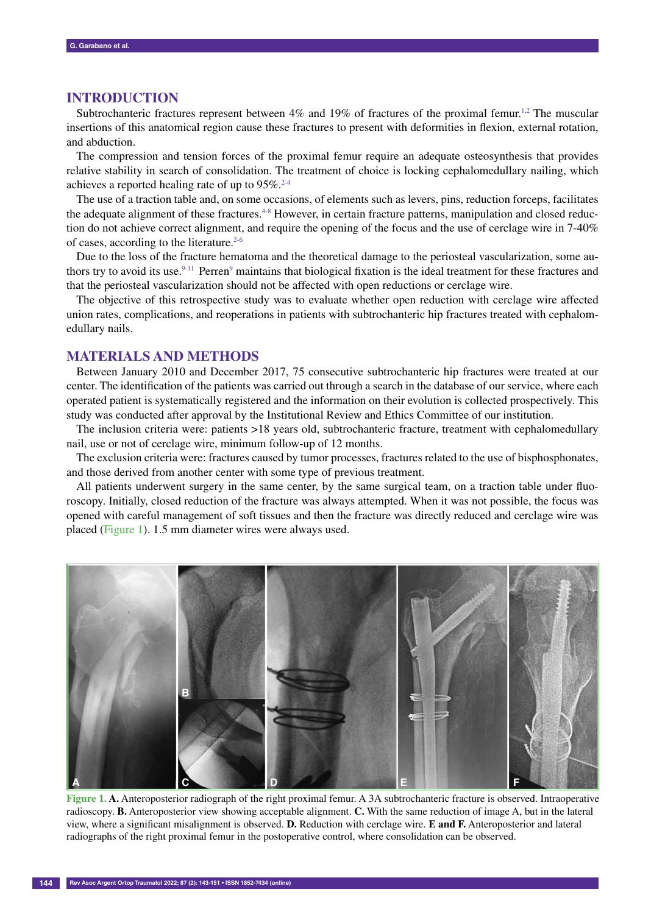## INTRODUCTION

Subtrochanteric fractures represent between 4% and 19% of fractures of the proximal femur.[1,2] The muscular insertions of this anatomical region cause these fractures to present with deformities in flexion, external rotation, and abduction.

The compression and tension forces of the proximal femur require an adequate osteosynthesis that provides relative stability in search of consolidation. The treatment of choice is locking cephalomedullary nailing, which achieves a reported healing rate of up to 95%.[2-4]

The use of a traction table and, on some occasions, of elements such as levers, pins, reduction forceps, facilitates the adequate alignment of these fractures.[4-8] However, in certain fracture patterns, manipulation and closed reduction do not achieve correct alignment, and require the opening of the focus and the use of cerclage wire in 7-40% of cases, according to the literature.[2-6]

Due to the loss of the fracture hematoma and the theoretical damage to the periosteal vascularization, some authors try to avoid its use.[9-11] Perren[9] maintains that biological fixation is the ideal treatment for these fractures and that the periosteal vascularization should not be affected with open reductions or cerclage wire.

The objective of this retrospective study was to evaluate whether open reduction with cerclage wire affected union rates, complications, and reoperations in patients with subtrochanteric hip fractures treated with cephalomedullary nails.

## MATERIALS AND METHODS

Between January 2010 and December 2017, 75 consecutive subtrochanteric hip fractures were treated at our center. The identification of the patients was carried out through a search in the database of our service, where each operated patient is systematically registered and the information on their evolution is collected prospectively. This study was conducted after approval by the Institutional Review and Ethics Committee of our institution.

The inclusion criteria were: patients >18 years old, subtrochanteric fracture, treatment with cephalomedullary nail, use or not of cerclage wire, minimum follow-up of 12 months.

The exclusion criteria were: fractures caused by tumor processes, fractures related to the use of bisphosphonates, and those derived from another center with some type of previous treatment.

All patients underwent surgery in the same center, by the same surgical team, on a traction table under fluoroscopy. Initially, closed reduction of the fracture was always attempted. When it was not possible, the focus was opened with careful management of soft tissues and then the fracture was directly reduced and cerclage wire was placed (Figure 1). 1.5 mm diameter wires were always used.

**Figure 1. A.** Anteroposterior radiograph of the right proximal femur. A 3A subtrochanteric fracture is observed. Intraoperative radioscopy. **B.** Anteroposterior view showing acceptable alignment. **C.** With the same reduction of image A, but in the lateral view, where a significant misalignment is observed. **D.** Reduction with cerclage wire. **E and F.** Anteroposterior and lateral radiographs of the right proximal femur in the postoperative control, where consolidation can be observed.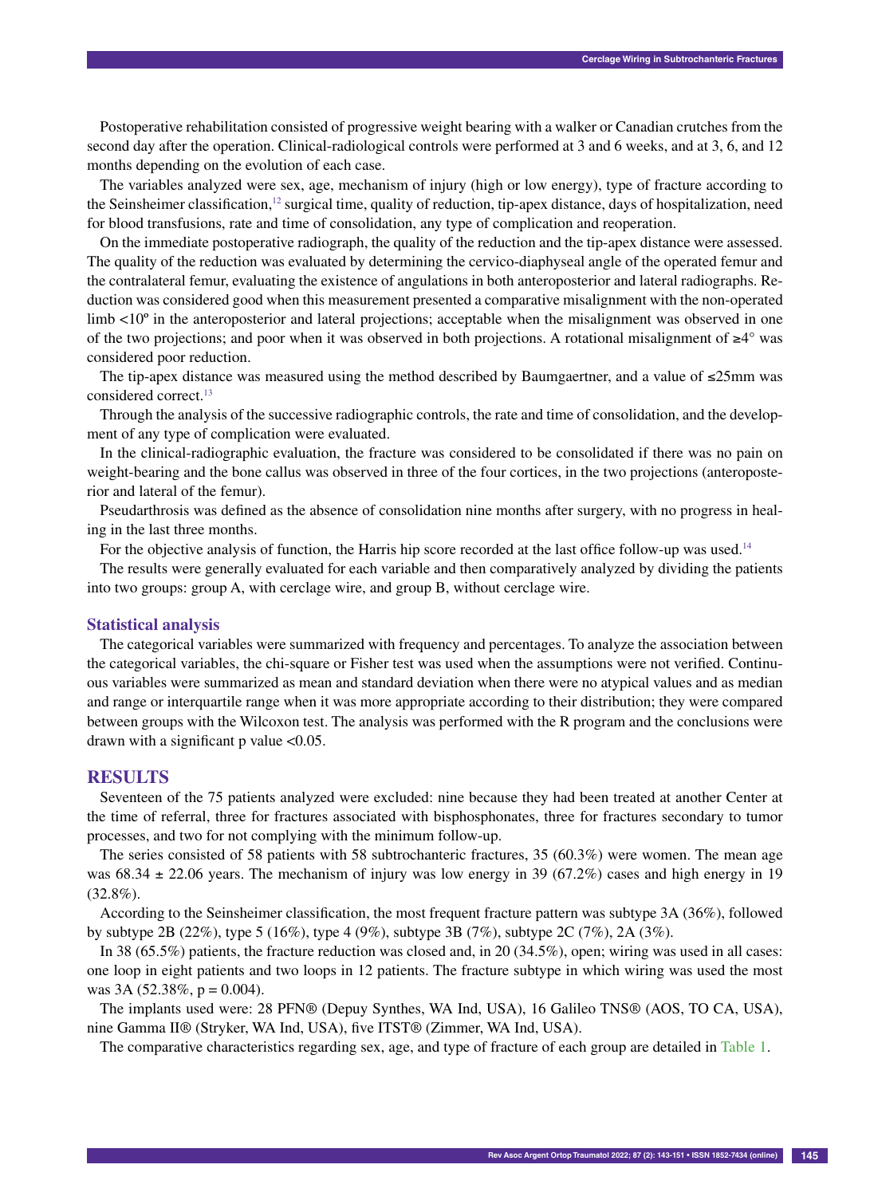Postoperative rehabilitation consisted of progressive weight bearing with a walker or Canadian crutches from the second day after the operation. Clinical-radiological controls were performed at 3 and 6 weeks, and at 3, 6, and 12 months depending on the evolution of each case.

The variables analyzed were sex, age, mechanism of injury (high or low energy), type of fracture according to the Seinsheimer classification,[12] surgical time, quality of reduction, tip-apex distance, days of hospitalization, need for blood transfusions, rate and time of consolidation, any type of complication and reoperation.

On the immediate postoperative radiograph, the quality of the reduction and the tip-apex distance were assessed. The quality of the reduction was evaluated by determining the cervico-diaphyseal angle of the operated femur and the contralateral femur, evaluating the existence of angulations in both anteroposterior and lateral radiographs. Reduction was considered good when this measurement presented a comparative misalignment with the non-operated limb <10º in the anteroposterior and lateral projections; acceptable when the misalignment was observed in one of the two projections; and poor when it was observed in both projections. A rotational misalignment of ≥4° was considered poor reduction.

The tip-apex distance was measured using the method described by Baumgaertner, and a value of ≤25mm was considered correct.[13]

Through the analysis of the successive radiographic controls, the rate and time of consolidation, and the development of any type of complication were evaluated.

In the clinical-radiographic evaluation, the fracture was considered to be consolidated if there was no pain on weight-bearing and the bone callus was observed in three of the four cortices, in the two projections (anteroposterior and lateral of the femur).

Pseudarthrosis was defined as the absence of consolidation nine months after surgery, with no progress in healing in the last three months.

For the objective analysis of function, the Harris hip score recorded at the last office follow-up was used.[14]

The results were generally evaluated for each variable and then comparatively analyzed by dividing the patients into two groups: group A, with cerclage wire, and group B, without cerclage wire.

### Statistical analysis

The categorical variables were summarized with frequency and percentages. To analyze the association between the categorical variables, the chi-square or Fisher test was used when the assumptions were not verified. Continuous variables were summarized as mean and standard deviation when there were no atypical values and as median and range or interquartile range when it was more appropriate according to their distribution; they were compared between groups with the Wilcoxon test. The analysis was performed with the R program and the conclusions were drawn with a significant p value <0.05.

## RESULTS

Seventeen of the 75 patients analyzed were excluded: nine because they had been treated at another Center at the time of referral, three for fractures associated with bisphosphonates, three for fractures secondary to tumor processes, and two for not complying with the minimum follow-up.

The series consisted of 58 patients with 58 subtrochanteric fractures, 35 (60.3%) were women. The mean age was 68.34 ± 22.06 years. The mechanism of injury was low energy in 39 (67.2%) cases and high energy in 19 (32.8%).

According to the Seinsheimer classification, the most frequent fracture pattern was subtype 3A (36%), followed by subtype 2B (22%), type 5 (16%), type 4 (9%), subtype 3B (7%), subtype 2C (7%), 2A (3%).

In 38 (65.5%) patients, the fracture reduction was closed and, in 20 (34.5%), open; wiring was used in all cases: one loop in eight patients and two loops in 12 patients. The fracture subtype in which wiring was used the most was 3A (52.38%, p = 0.004).

The implants used were: 28 PFN® (Depuy Synthes, WA Ind, USA), 16 Galileo TNS® (AOS, TO CA, USA), nine Gamma II® (Stryker, WA Ind, USA), five ITST® (Zimmer, WA Ind, USA).

The comparative characteristics regarding sex, age, and type of fracture of each group are detailed in Table 1.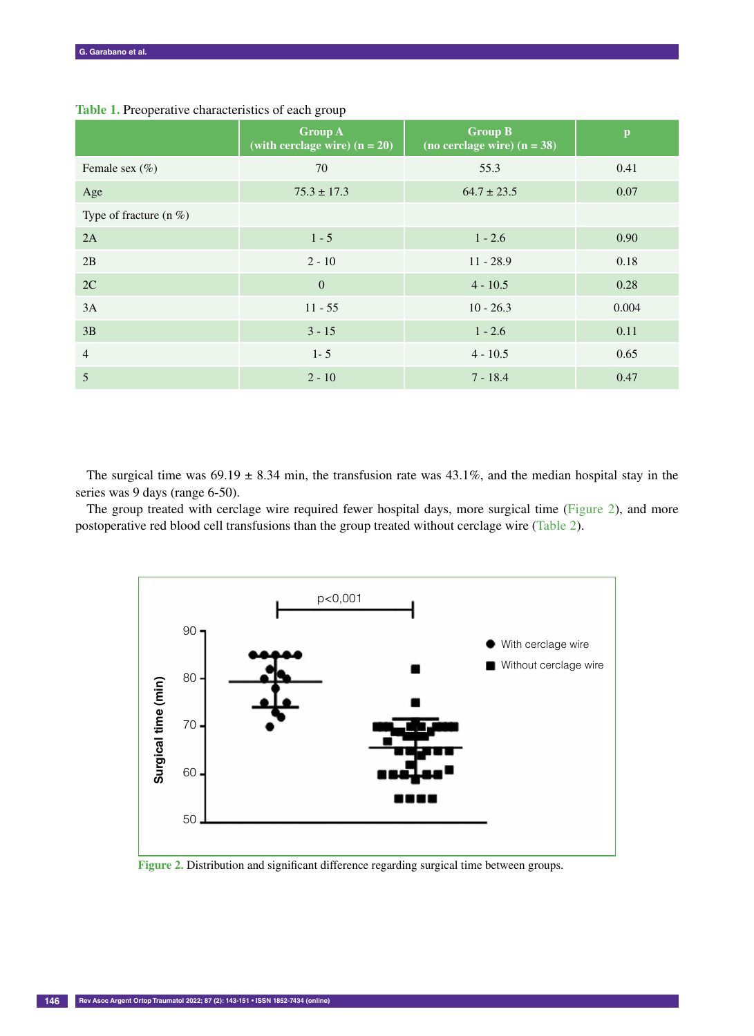**Table 1.** Preoperative characteristics of each group

| | Group A (with cerclage wire) (n = 20) | Group B (no cerclage wire) (n = 38) | p |
|---|---|---|---|
| Female sex (%) | 70 | 55.3 | 0.41 |
| Age | 75.3 ± 17.3 | 64.7 ± 23.5 | 0.07 |
| Type of fracture (n %) | | | |
| 2A | 1 - 5 | 1 - 2.6 | 0.90 |
| 2B | 2 - 10 | 11 - 28.9 | 0.18 |
| 2C | 0 | 4 - 10.5 | 0.28 |
| 3A | 11 - 55 | 10 - 26.3 | 0.004 |
| 3B | 3 - 15 | 1 - 2.6 | 0.11 |
| 4 | 1- 5 | 4 - 10.5 | 0.65 |
| 5 | 2 - 10 | 7 - 18.4 | 0.47 |

The surgical time was 69.19 ± 8.34 min, the transfusion rate was 43.1%, and the median hospital stay in the series was 9 days (range 6-50).

The group treated with cerclage wire required fewer hospital days, more surgical time (Figure 2), and more postoperative red blood cell transfusions than the group treated without cerclage wire (Table 2).

**Figure 2.** Distribution and significant difference regarding surgical time between groups.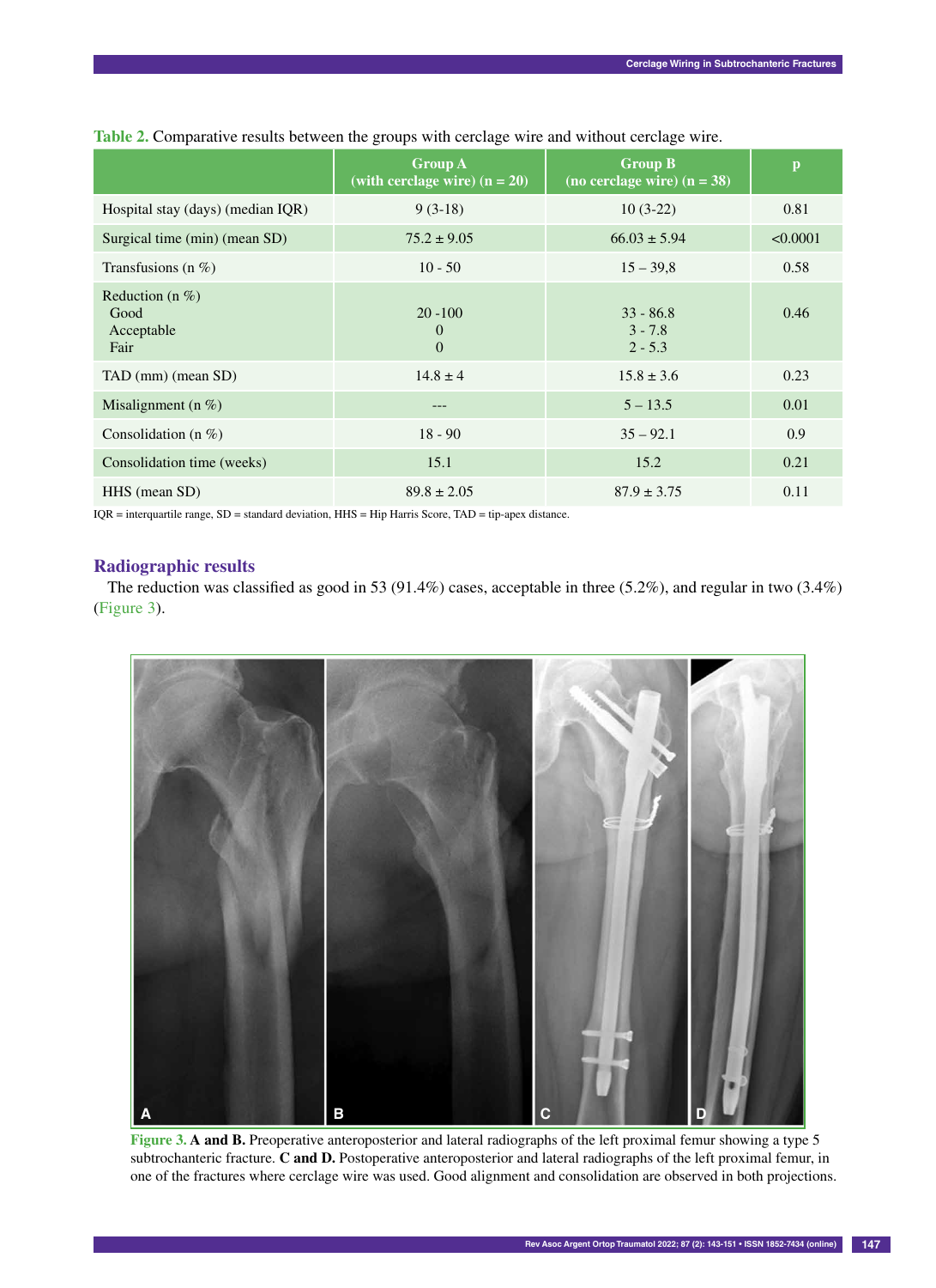**Table 2.** Comparative results between the groups with cerclage wire and without cerclage wire.

| | Group A (with cerclage wire) (n = 20) | Group B (no cerclage wire) (n = 38) | p |
|---|---|---|---|
| Hospital stay (days) (median IQR) | 9 (3-18) | 10 (3-22) | 0.81 |
| Surgical time (min) (mean SD) | 75.2 ± 9.05 | 66.03 ± 5.94 | <0.0001 |
| Transfusions (n %) | 10 - 50 | 15 – 39,8 | 0.58 |
| Reduction (n %)<br>Good<br>Acceptable<br>Fair | <br>20 -100<br>0<br>0 | <br>33 - 86.8<br>3 - 7.8<br>2 - 5.3 | 0.46 |
| TAD (mm) (mean SD) | 14.8 ± 4 | 15.8 ± 3.6 | 0.23 |
| Misalignment (n %) | --- | 5 – 13.5 | 0.01 |
| Consolidation (n %) | 18 - 90 | 35 – 92.1 | 0.9 |
| Consolidation time (weeks) | 15.1 | 15.2 | 0.21 |
| HHS (mean SD) | 89.8 ± 2.05 | 87.9 ± 3.75 | 0.11 |

IQR = interquartile range, SD = standard deviation, HHS = Hip Harris Score, TAD = tip-apex distance.

## Radiographic results

The reduction was classified as good in 53 (91.4%) cases, acceptable in three (5.2%), and regular in two (3.4%) (Figure 3).

**Figure 3.** **A and B.** Preoperative anteroposterior and lateral radiographs of the left proximal femur showing a type 5 subtrochanteric fracture. **C and D.** Postoperative anteroposterior and lateral radiographs of the left proximal femur, in one of the fractures where cerclage wire was used. Good alignment and consolidation are observed in both projections.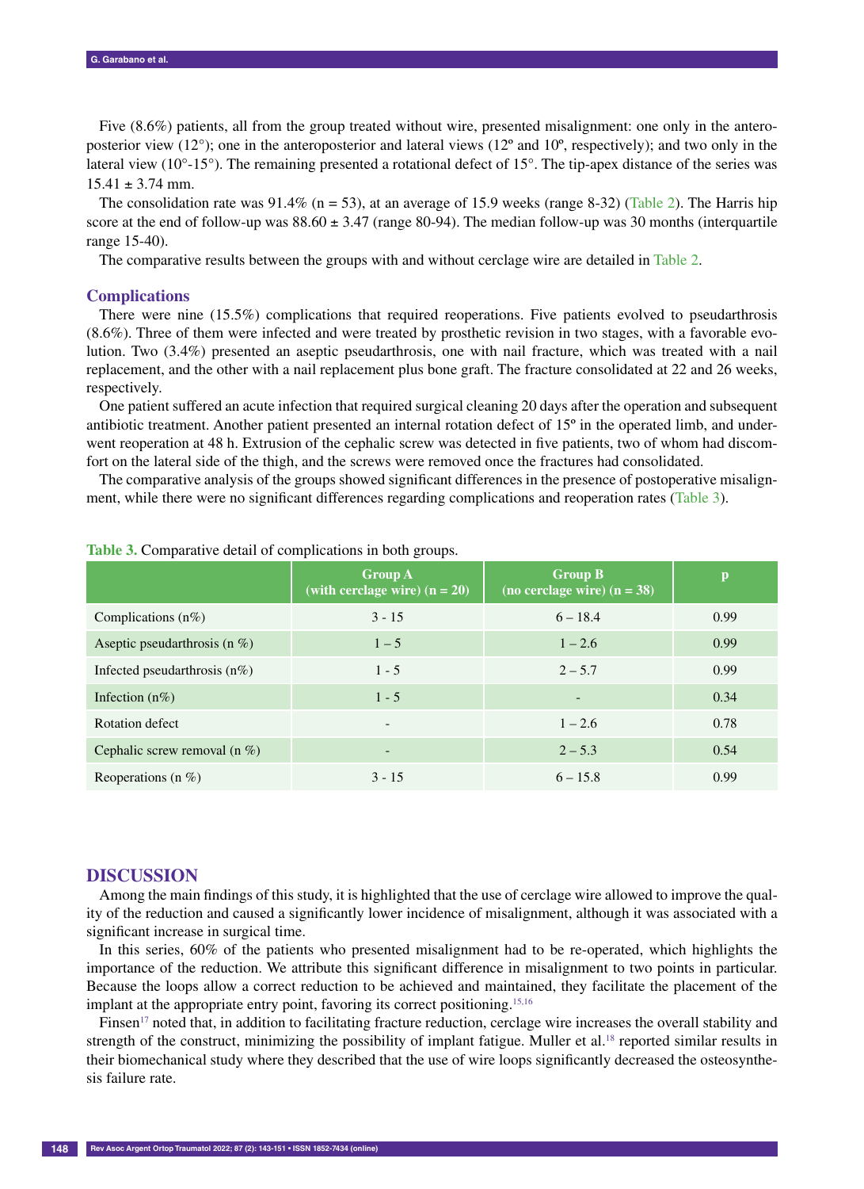Five (8.6%) patients, all from the group treated without wire, presented misalignment: one only in the anteroposterior view (12°); one in the anteroposterior and lateral views (12º and 10º, respectively); and two only in the lateral view (10°-15°). The remaining presented a rotational defect of 15°. The tip-apex distance of the series was 15.41 ± 3.74 mm.

The consolidation rate was 91.4% (n = 53), at an average of 15.9 weeks (range 8-32) (Table 2). The Harris hip score at the end of follow-up was 88.60 ± 3.47 (range 80-94). The median follow-up was 30 months (interquartile range 15-40).

The comparative results between the groups with and without cerclage wire are detailed in Table 2.

## Complications

There were nine (15.5%) complications that required reoperations. Five patients evolved to pseudarthrosis (8.6%). Three of them were infected and were treated by prosthetic revision in two stages, with a favorable evolution. Two (3.4%) presented an aseptic pseudarthrosis, one with nail fracture, which was treated with a nail replacement, and the other with a nail replacement plus bone graft. The fracture consolidated at 22 and 26 weeks, respectively.

One patient suffered an acute infection that required surgical cleaning 20 days after the operation and subsequent antibiotic treatment. Another patient presented an internal rotation defect of 15º in the operated limb, and underwent reoperation at 48 h. Extrusion of the cephalic screw was detected in five patients, two of whom had discomfort on the lateral side of the thigh, and the screws were removed once the fractures had consolidated.

The comparative analysis of the groups showed significant differences in the presence of postoperative misalignment, while there were no significant differences regarding complications and reoperation rates (Table 3).

**Table 3.** Comparative detail of complications in both groups.

| | Group A (with cerclage wire) (n = 20) | Group B (no cerclage wire) (n = 38) | p |
|---|---|---|---|
| Complications (n%) | 3 - 15 | 6 – 18.4 | 0.99 |
| Aseptic pseudarthrosis (n %) | 1 – 5 | 1 – 2.6 | 0.99 |
| Infected pseudarthrosis (n%) | 1 - 5 | 2 – 5.7 | 0.99 |
| Infection (n%) | 1 - 5 | - | 0.34 |
| Rotation defect | - | 1 – 2.6 | 0.78 |
| Cephalic screw removal (n %) | - | 2 – 5.3 | 0.54 |
| Reoperations (n %) | 3 - 15 | 6 – 15.8 | 0.99 |

# DISCUSSION

Among the main findings of this study, it is highlighted that the use of cerclage wire allowed to improve the quality of the reduction and caused a significantly lower incidence of misalignment, although it was associated with a significant increase in surgical time.

In this series, 60% of the patients who presented misalignment had to be re-operated, which highlights the importance of the reduction. We attribute this significant difference in misalignment to two points in particular. Because the loops allow a correct reduction to be achieved and maintained, they facilitate the placement of the implant at the appropriate entry point, favoring its correct positioning.[15,16]

Finsen[17] noted that, in addition to facilitating fracture reduction, cerclage wire increases the overall stability and strength of the construct, minimizing the possibility of implant fatigue. Muller et al.[18] reported similar results in their biomechanical study where they described that the use of wire loops significantly decreased the osteosynthesis failure rate.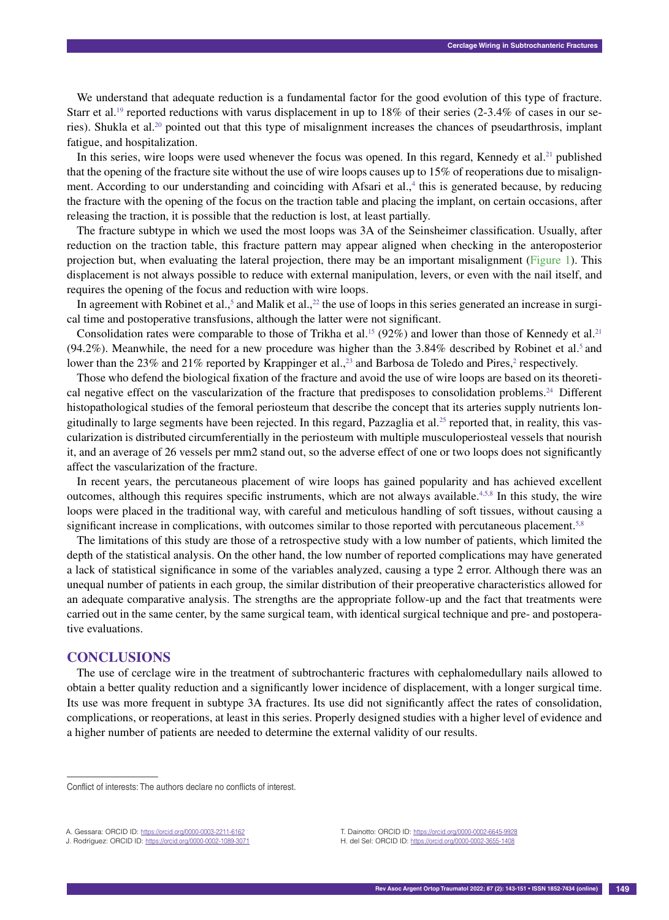We understand that adequate reduction is a fundamental factor for the good evolution of this type of fracture. Starr et al.[19] reported reductions with varus displacement in up to 18% of their series (2-3.4% of cases in our series). Shukla et al.[20] pointed out that this type of misalignment increases the chances of pseudarthrosis, implant fatigue, and hospitalization.

In this series, wire loops were used whenever the focus was opened. In this regard, Kennedy et al.[21] published that the opening of the fracture site without the use of wire loops causes up to 15% of reoperations due to misalignment. According to our understanding and coinciding with Afsari et al.,[4] this is generated because, by reducing the fracture with the opening of the focus on the traction table and placing the implant, on certain occasions, after releasing the traction, it is possible that the reduction is lost, at least partially.

The fracture subtype in which we used the most loops was 3A of the Seinsheimer classification. Usually, after reduction on the traction table, this fracture pattern may appear aligned when checking in the anteroposterior projection but, when evaluating the lateral projection, there may be an important misalignment (Figure 1). This displacement is not always possible to reduce with external manipulation, levers, or even with the nail itself, and requires the opening of the focus and reduction with wire loops.

In agreement with Robinet et al.,[5] and Malik et al.,[22] the use of loops in this series generated an increase in surgical time and postoperative transfusions, although the latter were not significant.

Consolidation rates were comparable to those of Trikha et al.[15] (92%) and lower than those of Kennedy et al.[21] (94.2%). Meanwhile, the need for a new procedure was higher than the 3.84% described by Robinet et al.[5] and lower than the 23% and 21% reported by Krappinger et al.,[23] and Barbosa de Toledo and Pires,[2] respectively.

Those who defend the biological fixation of the fracture and avoid the use of wire loops are based on its theoretical negative effect on the vascularization of the fracture that predisposes to consolidation problems.[24] Different histopathological studies of the femoral periosteum that describe the concept that its arteries supply nutrients longitudinally to large segments have been rejected. In this regard, Pazzaglia et al.[25] reported that, in reality, this vascularization is distributed circumferentially in the periosteum with multiple musculoperiosteal vessels that nourish it, and an average of 26 vessels per mm2 stand out, so the adverse effect of one or two loops does not significantly affect the vascularization of the fracture.

In recent years, the percutaneous placement of wire loops has gained popularity and has achieved excellent outcomes, although this requires specific instruments, which are not always available.[4,5,8] In this study, the wire loops were placed in the traditional way, with careful and meticulous handling of soft tissues, without causing a significant increase in complications, with outcomes similar to those reported with percutaneous placement.[5,8]

The limitations of this study are those of a retrospective study with a low number of patients, which limited the depth of the statistical analysis. On the other hand, the low number of reported complications may have generated a lack of statistical significance in some of the variables analyzed, causing a type 2 error. Although there was an unequal number of patients in each group, the similar distribution of their preoperative characteristics allowed for an adequate comparative analysis. The strengths are the appropriate follow-up and the fact that treatments were carried out in the same center, by the same surgical team, with identical surgical technique and pre- and postoperative evaluations.

## CONCLUSIONS

The use of cerclage wire in the treatment of subtrochanteric fractures with cephalomedullary nails allowed to obtain a better quality reduction and a significantly lower incidence of displacement, with a longer surgical time. Its use was more frequent in subtype 3A fractures. Its use did not significantly affect the rates of consolidation, complications, or reoperations, at least in this series. Properly designed studies with a higher level of evidence and a higher number of patients are needed to determine the external validity of our results.

---

Conflict of interests: The authors declare no conflicts of interest.

A. Gessara: ORCID ID: https://orcid.org/0000-0003-2211-6162
J. Rodríguez: ORCID ID: https://orcid.org/0000-0002-1089-3071
T. Dainotto: ORCID ID: https://orcid.org/0000-0002-6645-9928
H. del Sel: ORCID ID: https://orcid.org/0000-0002-3655-1408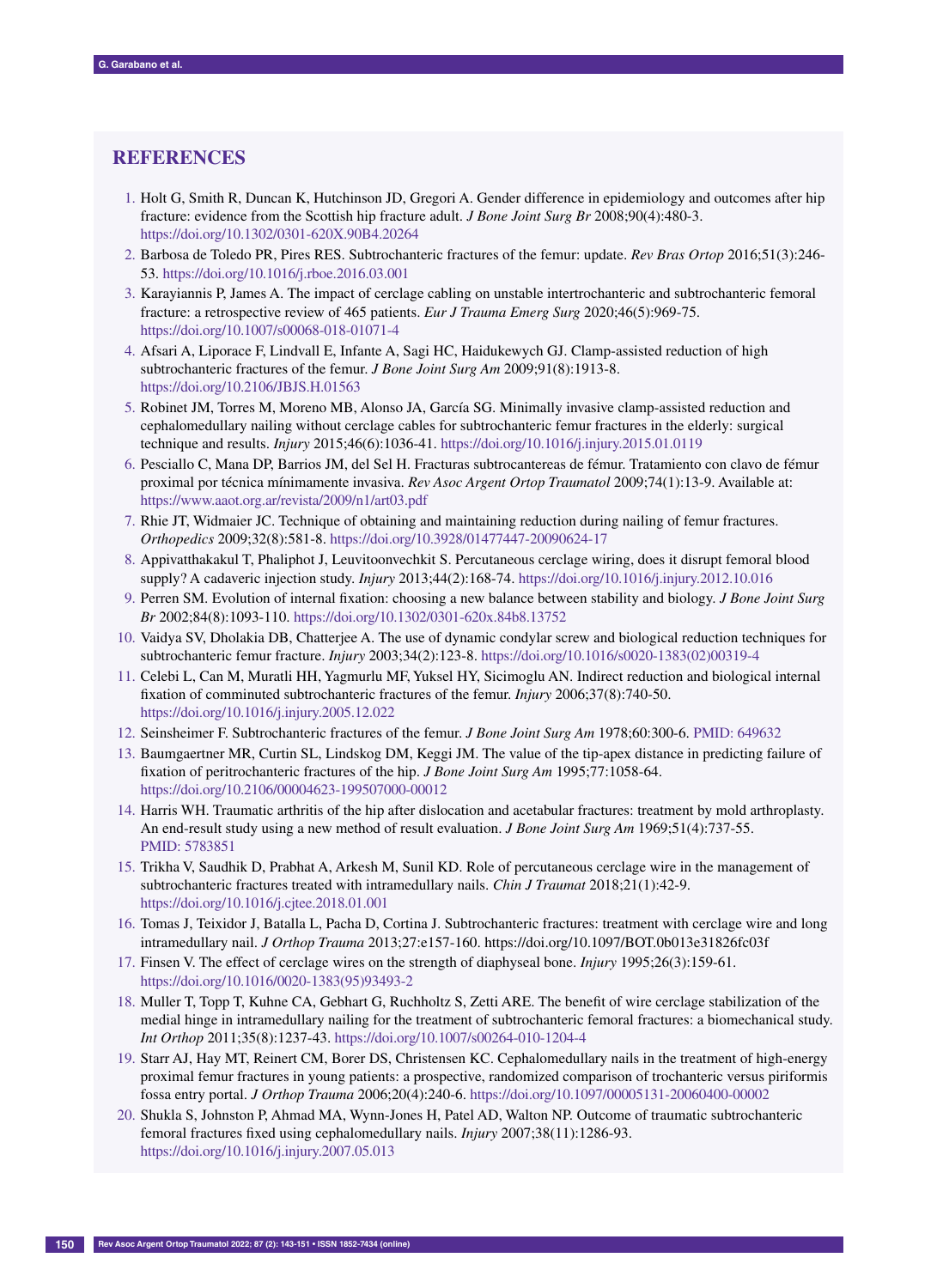## REFERENCES

1. Holt G, Smith R, Duncan K, Hutchinson JD, Gregori A. Gender difference in epidemiology and outcomes after hip fracture: evidence from the Scottish hip fracture adult. *J Bone Joint Surg Br* 2008;90(4):480-3. https://doi.org/10.1302/0301-620X.90B4.20264
2. Barbosa de Toledo PR, Pires RES. Subtrochanteric fractures of the femur: update. *Rev Bras Ortop* 2016;51(3):246-53. https://doi.org/10.1016/j.rboe.2016.03.001
3. Karayiannis P, James A. The impact of cerclage cabling on unstable intertrochanteric and subtrochanteric femoral fracture: a retrospective review of 465 patients. *Eur J Trauma Emerg Surg* 2020;46(5):969-75. https://doi.org/10.1007/s00068-018-01071-4
4. Afsari A, Liporace F, Lindvall E, Infante A, Sagi HC, Haidukewych GJ. Clamp-assisted reduction of high subtrochanteric fractures of the femur. *J Bone Joint Surg Am* 2009;91(8):1913-8. https://doi.org/10.2106/JBJS.H.01563
5. Robinet JM, Torres M, Moreno MB, Alonso JA, García SG. Minimally invasive clamp-assisted reduction and cephalomedullary nailing without cerclage cables for subtrochanteric femur fractures in the elderly: surgical technique and results. *Injury* 2015;46(6):1036-41. https://doi.org/10.1016/j.injury.2015.01.0119
6. Pesciallo C, Mana DP, Barrios JM, del Sel H. Fracturas subtrocantereas de fémur. Tratamiento con clavo de fémur proximal por técnica mínimamente invasiva. *Rev Asoc Argent Ortop Traumatol* 2009;74(1):13-9. Available at: https://www.aaot.org.ar/revista/2009/n1/art03.pdf
7. Rhie JT, Widmaier JC. Technique of obtaining and maintaining reduction during nailing of femur fractures. *Orthopedics* 2009;32(8):581-8. https://doi.org/10.3928/01477447-20090624-17
8. Appivatthakakul T, Phaliphot J, Leuvitoonvechkit S. Percutaneous cerclage wiring, does it disrupt femoral blood supply? A cadaveric injection study. *Injury* 2013;44(2):168-74. https://doi.org/10.1016/j.injury.2012.10.016
9. Perren SM. Evolution of internal fixation: choosing a new balance between stability and biology. *J Bone Joint Surg Br* 2002;84(8):1093-110. https://doi.org/10.1302/0301-620x.84b8.13752
10. Vaidya SV, Dholakia DB, Chatterjee A. The use of dynamic condylar screw and biological reduction techniques for subtrochanteric femur fracture. *Injury* 2003;34(2):123-8. https://doi.org/10.1016/s0020-1383(02)00319-4
11. Celebi L, Can M, Muratli HH, Yagmurlu MF, Yuksel HY, Sicimoglu AN. Indirect reduction and biological internal fixation of comminuted subtrochanteric fractures of the femur. *Injury* 2006;37(8):740-50. https://doi.org/10.1016/j.injury.2005.12.022
12. Seinsheimer F. Subtrochanteric fractures of the femur. *J Bone Joint Surg Am* 1978;60:300-6. PMID: 649632
13. Baumgaertner MR, Curtin SL, Lindskog DM, Keggi JM. The value of the tip-apex distance in predicting failure of fixation of peritrochanteric fractures of the hip. *J Bone Joint Surg Am* 1995;77:1058-64. https://doi.org/10.2106/00004623-199507000-00012
14. Harris WH. Traumatic arthritis of the hip after dislocation and acetabular fractures: treatment by mold arthroplasty. An end-result study using a new method of result evaluation. *J Bone Joint Surg Am* 1969;51(4):737-55. PMID: 5783851
15. Trikha V, Saudhik D, Prabhat A, Arkesh M, Sunil KD. Role of percutaneous cerclage wire in the management of subtrochanteric fractures treated with intramedullary nails. *Chin J Traumat* 2018;21(1):42-9. https://doi.org/10.1016/j.cjtee.2018.01.001
16. Tomas J, Teixidor J, Batalla L, Pacha D, Cortina J. Subtrochanteric fractures: treatment with cerclage wire and long intramedullary nail. *J Orthop Trauma* 2013;27:e157-160. https://doi.org/10.1097/BOT.0b013e31826fc03f
17. Finsen V. The effect of cerclage wires on the strength of diaphyseal bone. *Injury* 1995;26(3):159-61. https://doi.org/10.1016/0020-1383(95)93493-2
18. Muller T, Topp T, Kuhne CA, Gebhart G, Ruchholtz S, Zetti ARE. The benefit of wire cerclage stabilization of the medial hinge in intramedullary nailing for the treatment of subtrochanteric femoral fractures: a biomechanical study. *Int Orthop* 2011;35(8):1237-43. https://doi.org/10.1007/s00264-010-1204-4
19. Starr AJ, Hay MT, Reinert CM, Borer DS, Christensen KC. Cephalomedullary nails in the treatment of high-energy proximal femur fractures in young patients: a prospective, randomized comparison of trochanteric versus piriformis fossa entry portal. *J Orthop Trauma* 2006;20(4):240-6. https://doi.org/10.1097/00005131-20060400-00002
20. Shukla S, Johnston P, Ahmad MA, Wynn-Jones H, Patel AD, Walton NP. Outcome of traumatic subtrochanteric femoral fractures fixed using cephalomedullary nails. *Injury* 2007;38(11):1286-93. https://doi.org/10.1016/j.injury.2007.05.013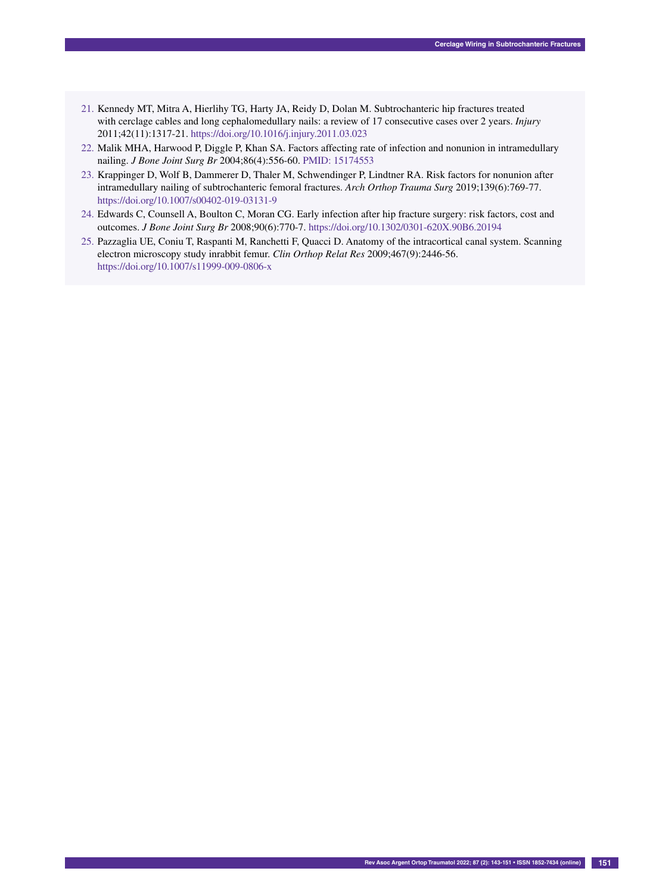21. Kennedy MT, Mitra A, Hierlihy TG, Harty JA, Reidy D, Dolan M. Subtrochanteric hip fractures treated with cerclage cables and long cephalomedullary nails: a review of 17 consecutive cases over 2 years. *Injury* 2011;42(11):1317-21. https://doi.org/10.1016/j.injury.2011.03.023
22. Malik MHA, Harwood P, Diggle P, Khan SA. Factors affecting rate of infection and nonunion in intramedullary nailing. *J Bone Joint Surg Br* 2004;86(4):556-60. PMID: 15174553
23. Krappinger D, Wolf B, Dammerer D, Thaler M, Schwendinger P, Lindtner RA. Risk factors for nonunion after intramedullary nailing of subtrochanteric femoral fractures. *Arch Orthop Trauma Surg* 2019;139(6):769-77. https://doi.org/10.1007/s00402-019-03131-9
24. Edwards C, Counsell A, Boulton C, Moran CG. Early infection after hip fracture surgery: risk factors, cost and outcomes. *J Bone Joint Surg Br* 2008;90(6):770-7. https://doi.org/10.1302/0301-620X.90B6.20194
25. Pazzaglia UE, Coniu T, Raspanti M, Ranchetti F, Quacci D. Anatomy of the intracortical canal system. Scanning electron microscopy study inrabbit femur. *Clin Orthop Relat Res* 2009;467(9):2446-56. https://doi.org/10.1007/s11999-009-0806-x